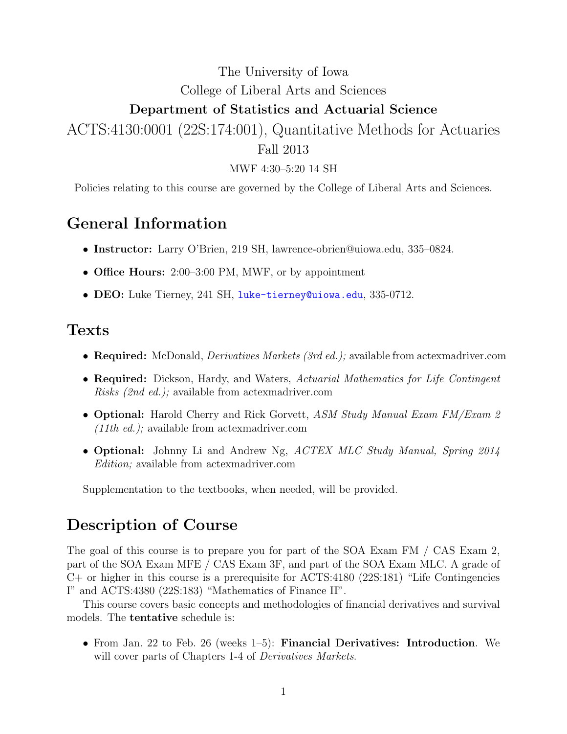The University of Iowa

College of Liberal Arts and Sciences

**Department of Statistics and Actuarial Science**

# ACTS:4130:0001 (22S:174:001), Quantitative Methods for Actuaries

Fall 2013

MWF 4:30–5:20 14 SH

Policies relating to this course are governed by the College of Liberal Arts and Sciences.

## General Information

- **Instructor:** Larry O'Brien, 219 SH, lawrence-obrien@uiowa.edu, 335–0824.
- **Office Hours:** 2:00–3:00 PM, MWF, or by appointment
- **DEO:** Luke Tierney, 241 SH, luke-tierney@uiowa.edu, 335-0712.

## Texts

- **Required:** McDonald, *Derivatives Markets (3rd ed.);* available from actexmadriver.com
- **Required:** Dickson, Hardy, and Waters, *Actuarial Mathematics for Life Contingent Risks (2nd ed.);* available from actexmadriver.com
- **Optional:** Harold Cherry and Rick Gorvett, *ASM Study Manual Exam FM/Exam 2 (11th ed.);* available from actexmadriver.com
- **Optional:** Johnny Li and Andrew Ng, *ACTEX MLC Study Manual, Spring 2014 Edition;* available from actexmadriver.com

Supplementation to the textbooks, when needed, will be provided.

## Description of Course

The goal of this course is to prepare you for part of the SOA Exam FM / CAS Exam 2, part of the SOA Exam MFE / CAS Exam 3F, and part of the SOA Exam MLC. A grade of C+ or higher in this course is a prerequisite for ACTS:4180 (22S:181) "Life Contingencies I" and ACTS:4380 (22S:183) "Mathematics of Finance II".

This course covers basic concepts and methodologies of financial derivatives and survival models. The **tentative** schedule is:

- From Jan. 22 to Feb. 26 (weeks 1–5): **Financial Derivatives: Introduction**. We will cover parts of Chapters 1-4 of *Derivatives Markets*.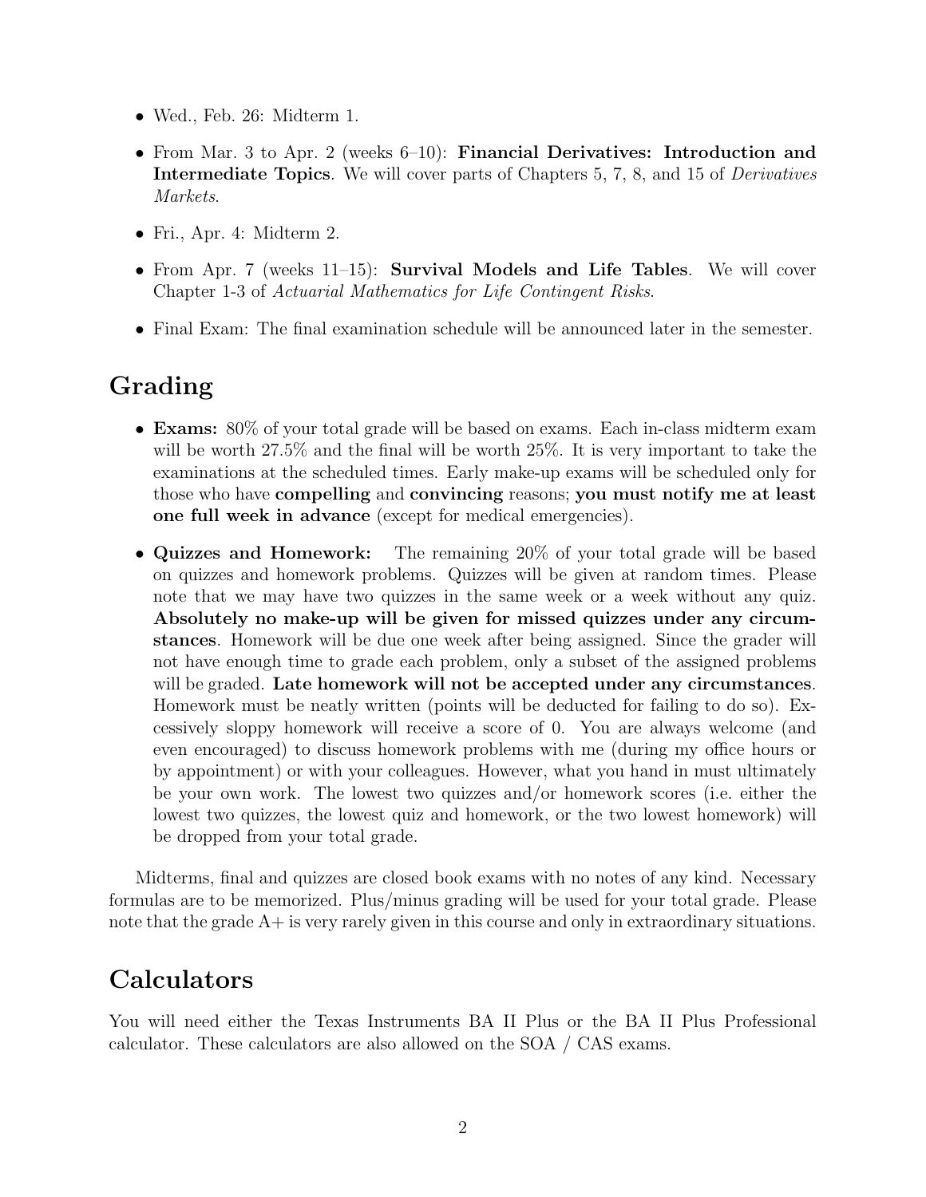- Wed., Feb. 26: Midterm 1.
- From Mar. 3 to Apr. 2 (weeks 6–10): **Financial Derivatives: Introduction and Intermediate Topics**. We will cover parts of Chapters 5, 7, 8, and 15 of *Derivatives Markets*.
- Fri., Apr. 4: Midterm 2.
- From Apr. 7 (weeks 11–15): **Survival Models and Life Tables**. We will cover Chapter 1-3 of *Actuarial Mathematics for Life Contingent Risks*.
- Final Exam: The final examination schedule will be announced later in the semester.

## Grading

- **Exams:** 80% of your total grade will be based on exams. Each in-class midterm exam will be worth 27.5% and the final will be worth 25%. It is very important to take the examinations at the scheduled times. Early make-up exams will be scheduled only for those who have **compelling** and **convincing** reasons; **you must notify me at least one full week in advance** (except for medical emergencies).
- **Quizzes and Homework:** The remaining 20% of your total grade will be based on quizzes and homework problems. Quizzes will be given at random times. Please note that we may have two quizzes in the same week or a week without any quiz. **Absolutely no make-up will be given for missed quizzes under any circumstances**. Homework will be due one week after being assigned. Since the grader will not have enough time to grade each problem, only a subset of the assigned problems will be graded. **Late homework will not be accepted under any circumstances**. Homework must be neatly written (points will be deducted for failing to do so). Excessively sloppy homework will receive a score of 0. You are always welcome (and even encouraged) to discuss homework problems with me (during my office hours or by appointment) or with your colleagues. However, what you hand in must ultimately be your own work. The lowest two quizzes and/or homework scores (i.e. either the lowest two quizzes, the lowest quiz and homework, or the two lowest homework) will be dropped from your total grade.

Midterms, final and quizzes are closed book exams with no notes of any kind. Necessary formulas are to be memorized. Plus/minus grading will be used for your total grade. Please note that the grade A+ is very rarely given in this course and only in extraordinary situations.

## Calculators

You will need either the Texas Instruments BA II Plus or the BA II Plus Professional calculator. These calculators are also allowed on the SOA / CAS exams.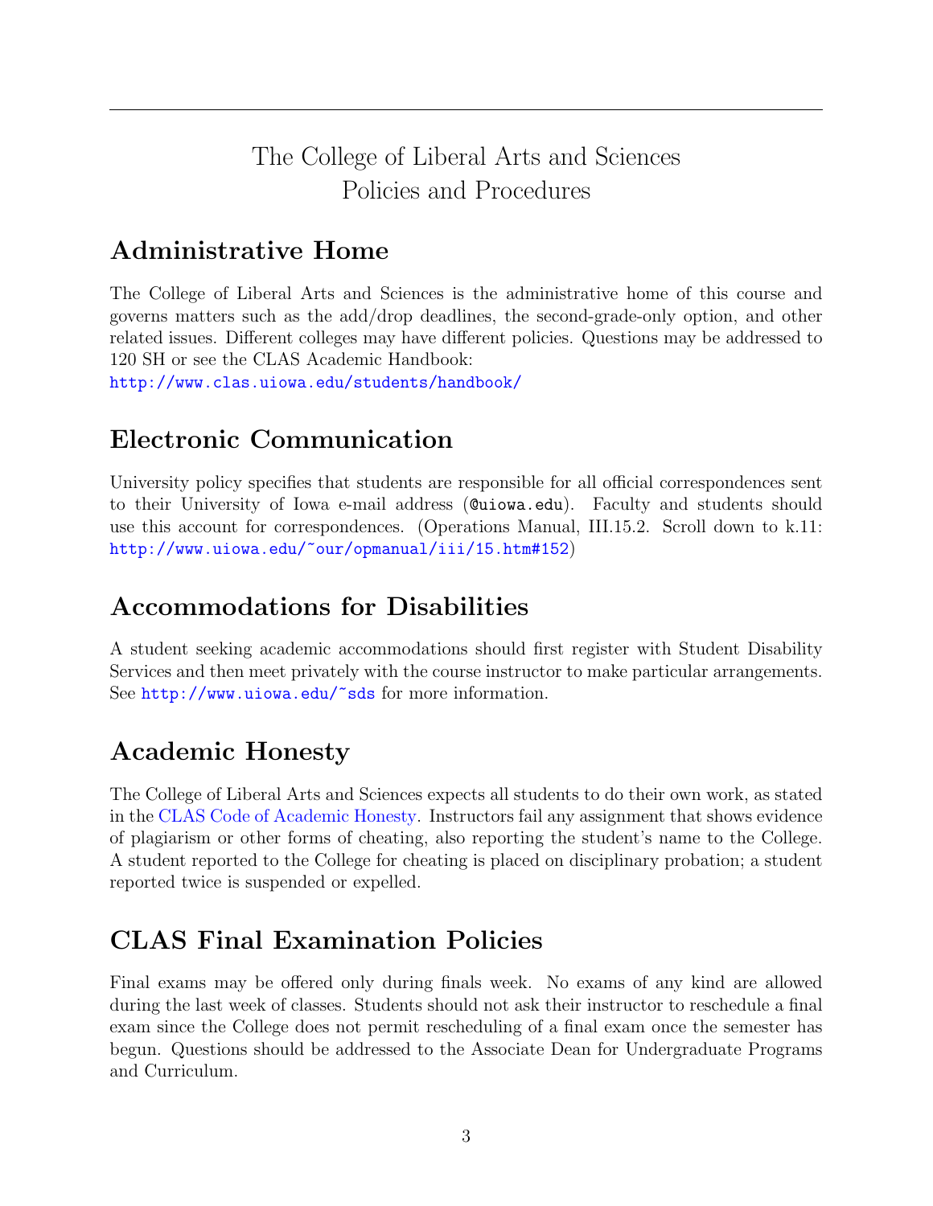# The College of Liberal Arts and Sciences Policies and Procedures

## Administrative Home

The College of Liberal Arts and Sciences is the administrative home of this course and governs matters such as the add/drop deadlines, the second-grade-only option, and other related issues. Different colleges may have different policies. Questions may be addressed to 120 SH or see the CLAS Academic Handbook:
http://www.clas.uiowa.edu/students/handbook/

## Electronic Communication

University policy specifies that students are responsible for all official correspondences sent to their University of Iowa e-mail address (`@uiowa.edu`). Faculty and students should use this account for correspondences. (Operations Manual, III.15.2. Scroll down to k.11: http://www.uiowa.edu/~our/opmanual/iii/15.htm#152)

## Accommodations for Disabilities

A student seeking academic accommodations should first register with Student Disability Services and then meet privately with the course instructor to make particular arrangements. See http://www.uiowa.edu/~sds for more information.

## Academic Honesty

The College of Liberal Arts and Sciences expects all students to do their own work, as stated in the CLAS Code of Academic Honesty. Instructors fail any assignment that shows evidence of plagiarism or other forms of cheating, also reporting the student's name to the College. A student reported to the College for cheating is placed on disciplinary probation; a student reported twice is suspended or expelled.

## CLAS Final Examination Policies

Final exams may be offered only during finals week. No exams of any kind are allowed during the last week of classes. Students should not ask their instructor to reschedule a final exam since the College does not permit rescheduling of a final exam once the semester has begun. Questions should be addressed to the Associate Dean for Undergraduate Programs and Curriculum.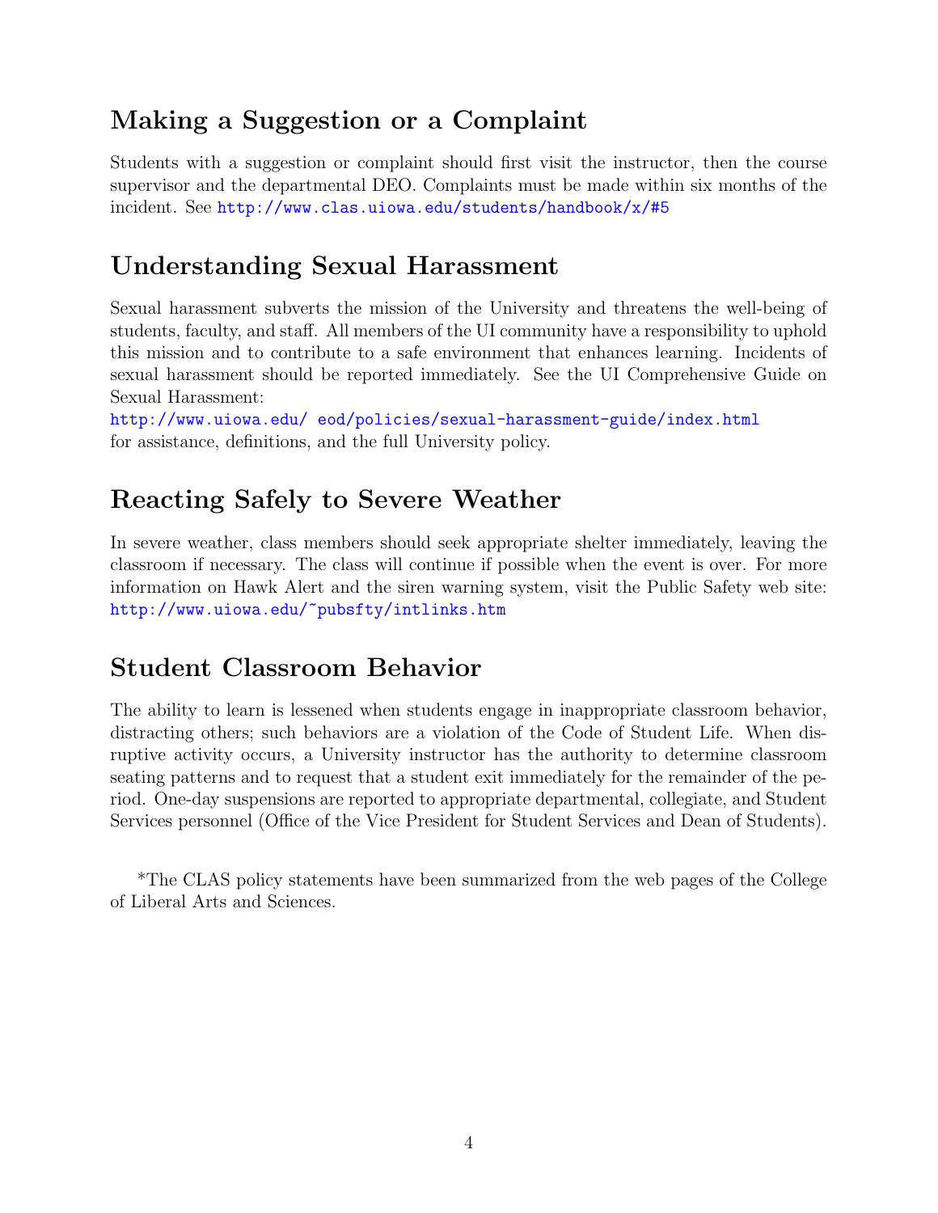## Making a Suggestion or a Complaint

Students with a suggestion or complaint should first visit the instructor, then the course supervisor and the departmental DEO. Complaints must be made within six months of the incident. See http://www.clas.uiowa.edu/students/handbook/x/#5

## Understanding Sexual Harassment

Sexual harassment subverts the mission of the University and threatens the well-being of students, faculty, and staff. All members of the UI community have a responsibility to uphold this mission and to contribute to a safe environment that enhances learning. Incidents of sexual harassment should be reported immediately. See the UI Comprehensive Guide on Sexual Harassment:
http://www.uiowa.edu/ eod/policies/sexual-harassment-guide/index.html
for assistance, definitions, and the full University policy.

## Reacting Safely to Severe Weather

In severe weather, class members should seek appropriate shelter immediately, leaving the classroom if necessary. The class will continue if possible when the event is over. For more information on Hawk Alert and the siren warning system, visit the Public Safety web site: http://www.uiowa.edu/~pubsfty/intlinks.htm

## Student Classroom Behavior

The ability to learn is lessened when students engage in inappropriate classroom behavior, distracting others; such behaviors are a violation of the Code of Student Life. When disruptive activity occurs, a University instructor has the authority to determine classroom seating patterns and to request that a student exit immediately for the remainder of the period. One-day suspensions are reported to appropriate departmental, collegiate, and Student Services personnel (Office of the Vice President for Student Services and Dean of Students).

*The CLAS policy statements have been summarized from the web pages of the College of Liberal Arts and Sciences.